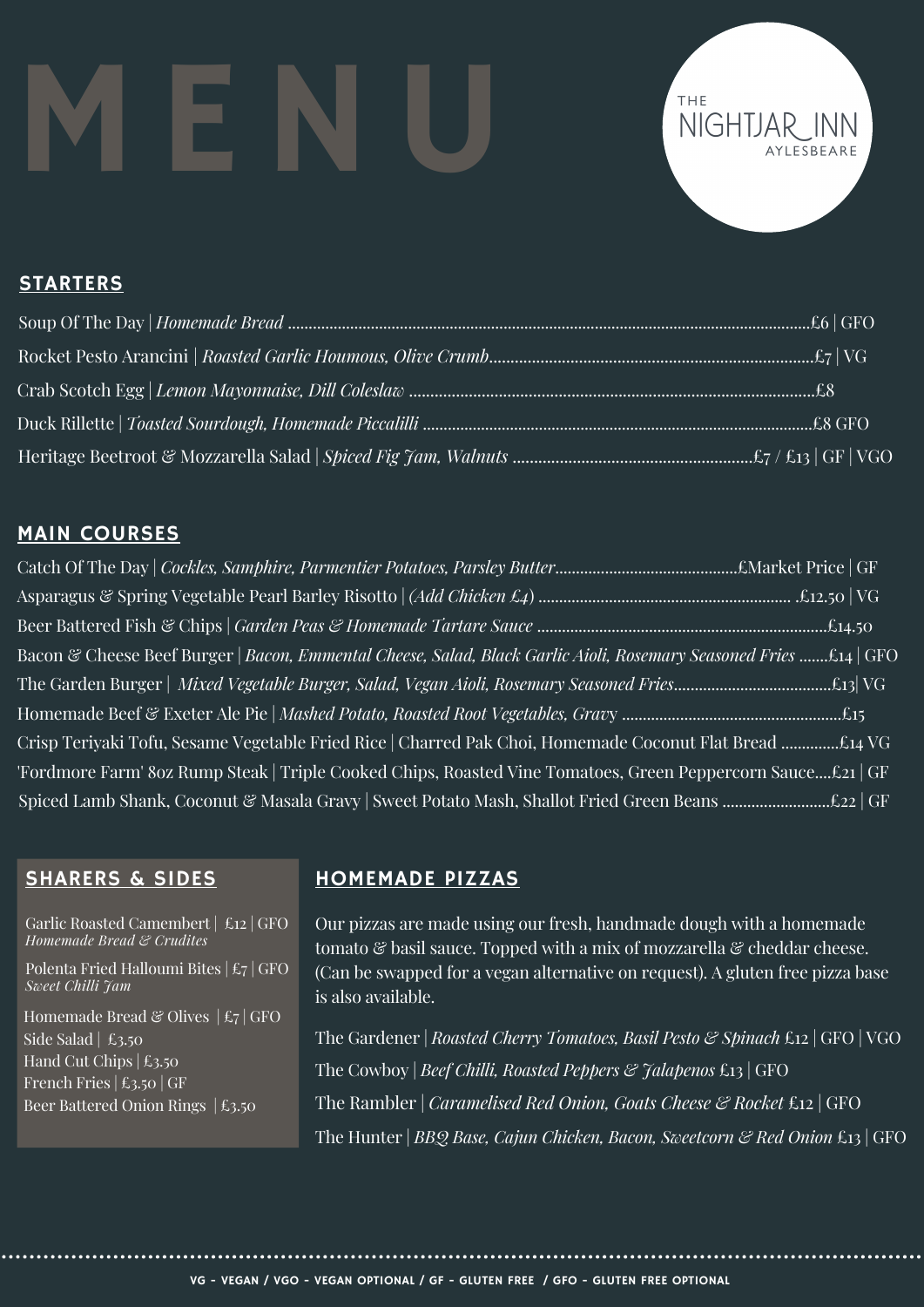# MENU

THE NIGHTJAR INN
AYLESBEARE

## STARTERS

Soup Of The Day | *Homemade Bread* ............ £6 | GFO

Rocket Pesto Arancini | *Roasted Garlic Houmous, Olive Crumb* ............ £7 | VG

Crab Scotch Egg | *Lemon Mayonnaise, Dill Coleslaw* ............ £8

Duck Rillette | *Toasted Sourdough, Homemade Piccalilli* ............ £8 GFO

Heritage Beetroot & Mozzarella Salad | *Spiced Fig Jam, Walnuts* ............ £7 / £13 | GF | VGO

## MAIN COURSES

Catch Of The Day | *Cockles, Samphire, Parmentier Potatoes, Parsley Butter* ............ £Market Price | GF

Asparagus & Spring Vegetable Pearl Barley Risotto | *(Add Chicken £4)* ............ £12.50 | VG

Beer Battered Fish & Chips | *Garden Peas & Homemade Tartare Sauce* ............ £14.50

Bacon & Cheese Beef Burger | *Bacon, Emmental Cheese, Salad, Black Garlic Aioli, Rosemary Seasoned Fries* ....... £14 | GFO

The Garden Burger | *Mixed Vegetable Burger, Salad, Vegan Aioli, Rosemary Seasoned Fries* ............ £13| VG

Homemade Beef & Exeter Ale Pie | *Mashed Potato, Roasted Root Vegetables, Gravy* ............ £15

Crisp Teriyaki Tofu, Sesame Vegetable Fried Rice | Charred Pak Choi, Homemade Coconut Flat Bread ............ £14 VG

'Fordmore Farm' 8oz Rump Steak | Triple Cooked Chips, Roasted Vine Tomatoes, Green Peppercorn Sauce.... £21 | GF

Spiced Lamb Shank, Coconut & Masala Gravy | Sweet Potato Mash, Shallot Fried Green Beans ............ £22 | GF

## SHARERS & SIDES

Garlic Roasted Camembert | £12 | GFO
*Homemade Bread & Crudites*

Polenta Fried Halloumi Bites | £7 | GFO
*Sweet Chilli Jam*

Homemade Bread & Olives | £7 | GFO

Side Salad | £3.50

Hand Cut Chips | £3.50

French Fries | £3.50 | GF

Beer Battered Onion Rings | £3.50

## HOMEMADE PIZZAS

Our pizzas are made using our fresh, handmade dough with a homemade tomato & basil sauce. Topped with a mix of mozzarella & cheddar cheese. (Can be swapped for a vegan alternative on request). A gluten free pizza base is also available.

The Gardener | *Roasted Cherry Tomatoes, Basil Pesto & Spinach* £12 | GFO | VGO

The Cowboy | *Beef Chilli, Roasted Peppers & Jalapenos* £13 | GFO

The Rambler | *Caramelised Red Onion, Goats Cheese & Rocket* £12 | GFO

The Hunter | *BBQ Base, Cajun Chicken, Bacon, Sweetcorn & Red Onion* £13 | GFO

---

VG - VEGAN / VGO - VEGAN OPTIONAL / GF - GLUTEN FREE / GFO - GLUTEN FREE OPTIONAL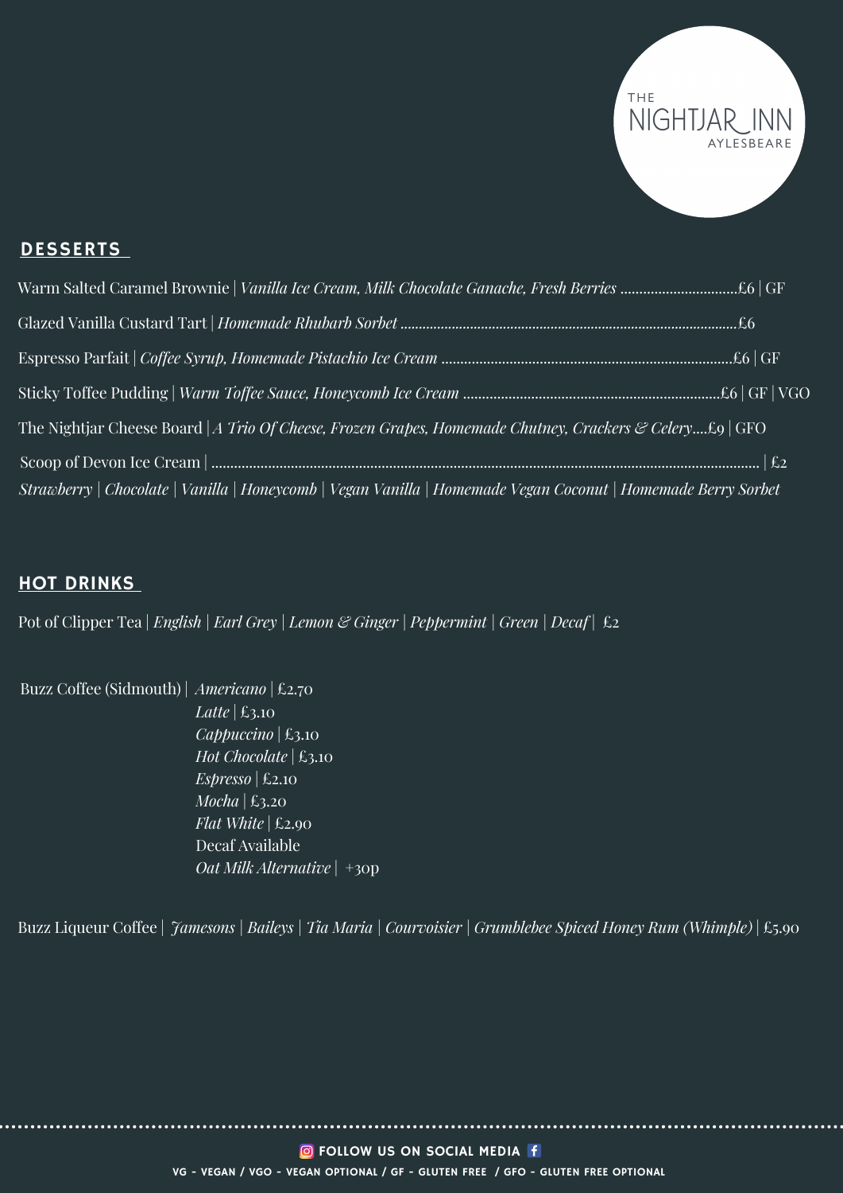THE NIGHTJAR INN AYLESBEARE

## DESSERTS

Warm Salted Caramel Brownie | *Vanilla Ice Cream, Milk Chocolate Ganache, Fresh Berries* ..............................£6 | GF

Glazed Vanilla Custard Tart | *Homemade Rhubarb Sorbet* ..........................................................................................£6

Espresso Parfait | *Coffee Syrup, Homemade Pistachio Ice Cream* ............................................................................£6 | GF

Sticky Toffee Pudding | *Warm Toffee Sauce, Honeycomb Ice Cream* ...................................................................£6 | GF | VGO

The Nightjar Cheese Board | *A Trio Of Cheese, Frozen Grapes, Homemade Chutney, Crackers & Celery*....£9 | GFO

Scoop of Devon Ice Cream | ............................................................................................................................................ | £2
*Strawberry | Chocolate | Vanilla | Honeycomb | Vegan Vanilla | Homemade Vegan Coconut | Homemade Berry Sorbet*

## HOT DRINKS

Pot of Clipper Tea | *English | Earl Grey | Lemon & Ginger | Peppermint | Green | Decaf* | £2

Buzz Coffee (Sidmouth) | *Americano* | £2.70
*Latte* | £3.10
*Cappuccino* | £3.10
*Hot Chocolate* | £3.10
*Espresso* | £2.10
*Mocha* | £3.20
*Flat White* | £2.90
Decaf Available
*Oat Milk Alternative* | +30p

Buzz Liqueur Coffee | *Jamesons | Baileys | Tia Maria | Courvoisier | Grumblebee Spiced Honey Rum (Whimple)* | £5.90

**FOLLOW US ON SOCIAL MEDIA**

VG - VEGAN / VGO - VEGAN OPTIONAL / GF - GLUTEN FREE / GFO - GLUTEN FREE OPTIONAL